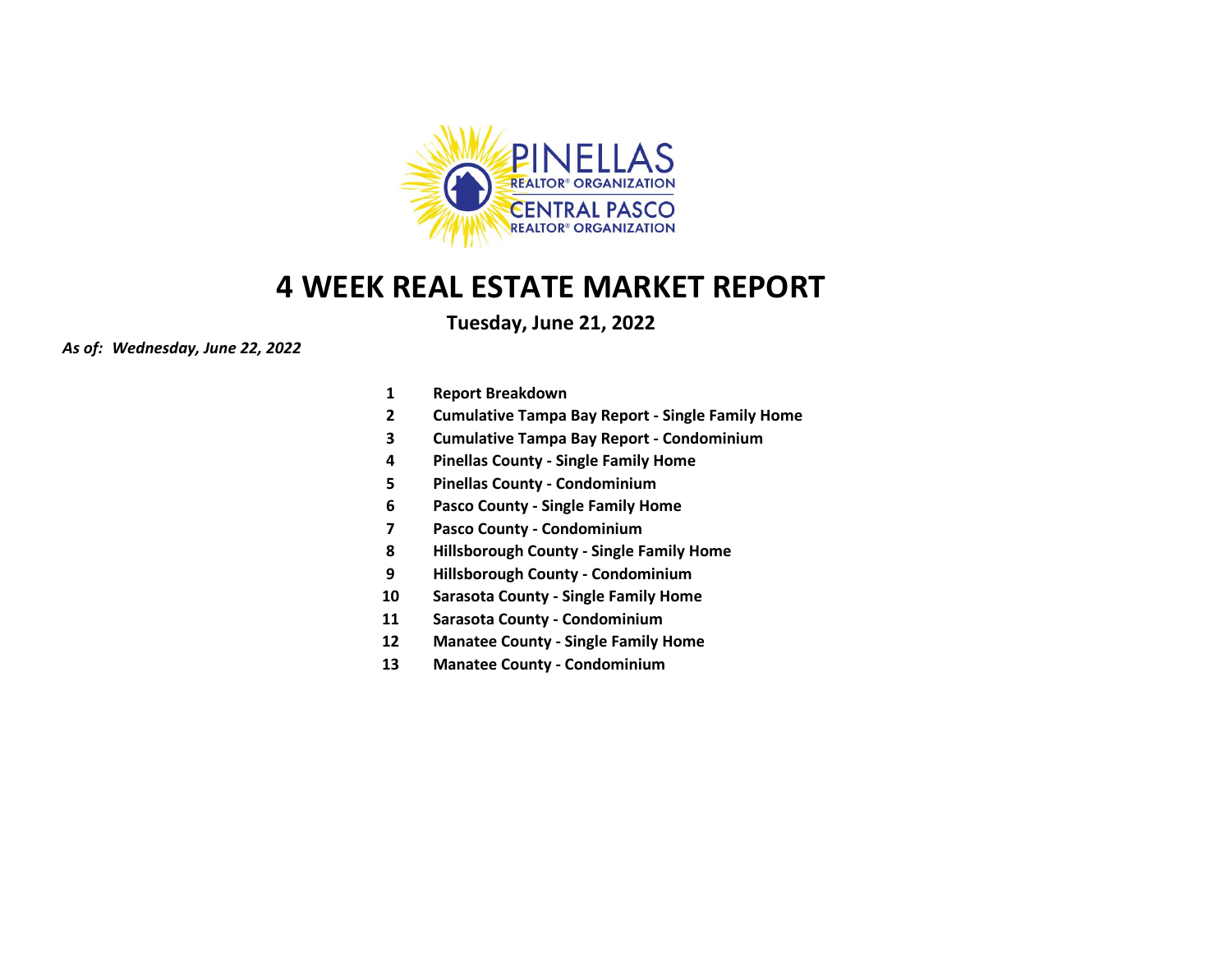PINELLAS REALTOR® ORGANIZATION
CENTRAL PASCO REALTOR® ORGANIZATION

# 4 WEEK REAL ESTATE MARKET REPORT

**Tuesday, June 21, 2022**

***As of: Wednesday, June 22, 2022***

| | |
|---|---|
| **1** | **Report Breakdown** |
| **2** | **Cumulative Tampa Bay Report - Single Family Home** |
| **3** | **Cumulative Tampa Bay Report - Condominium** |
| **4** | **Pinellas County - Single Family Home** |
| **5** | **Pinellas County - Condominium** |
| **6** | **Pasco County - Single Family Home** |
| **7** | **Pasco County - Condominium** |
| **8** | **Hillsborough County - Single Family Home** |
| **9** | **Hillsborough County - Condominium** |
| **10** | **Sarasota County - Single Family Home** |
| **11** | **Sarasota County - Condominium** |
| **12** | **Manatee County - Single Family Home** |
| **13** | **Manatee County - Condominium** |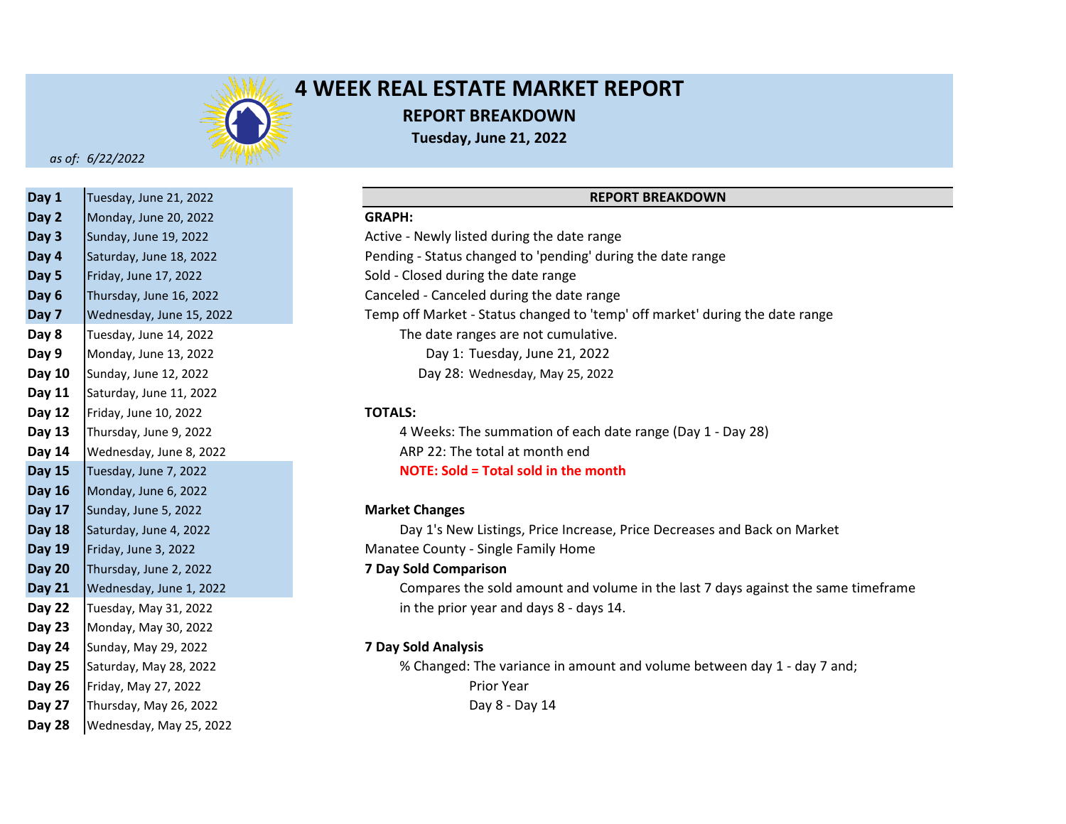# 4 WEEK REAL ESTATE MARKET REPORT

## REPORT BREAKDOWN

**Tuesday, June 21, 2022**

*as of: 6/22/2022*

| | |
|---|---|
| **Day 1** | Tuesday, June 21, 2022 |
| **Day 2** | Monday, June 20, 2022 |
| **Day 3** | Sunday, June 19, 2022 |
| **Day 4** | Saturday, June 18, 2022 |
| **Day 5** | Friday, June 17, 2022 |
| **Day 6** | Thursday, June 16, 2022 |
| **Day 7** | Wednesday, June 15, 2022 |
| **Day 8** | Tuesday, June 14, 2022 |
| **Day 9** | Monday, June 13, 2022 |
| **Day 10** | Sunday, June 12, 2022 |
| **Day 11** | Saturday, June 11, 2022 |
| **Day 12** | Friday, June 10, 2022 |
| **Day 13** | Thursday, June 9, 2022 |
| **Day 14** | Wednesday, June 8, 2022 |
| **Day 15** | Tuesday, June 7, 2022 |
| **Day 16** | Monday, June 6, 2022 |
| **Day 17** | Sunday, June 5, 2022 |
| **Day 18** | Saturday, June 4, 2022 |
| **Day 19** | Friday, June 3, 2022 |
| **Day 20** | Thursday, June 2, 2022 |
| **Day 21** | Wednesday, June 1, 2022 |
| **Day 22** | Tuesday, May 31, 2022 |
| **Day 23** | Monday, May 30, 2022 |
| **Day 24** | Sunday, May 29, 2022 |
| **Day 25** | Saturday, May 28, 2022 |
| **Day 26** | Friday, May 27, 2022 |
| **Day 27** | Thursday, May 26, 2022 |
| **Day 28** | Wednesday, May 25, 2022 |

### REPORT BREAKDOWN

**GRAPH:**

Active - Newly listed during the date range

Pending - Status changed to 'pending' during the date range

Sold - Closed during the date range

Canceled - Canceled during the date range

Temp off Market - Status changed to 'temp' off market' during the date range

The date ranges are not cumulative.

Day 1: Tuesday, June 21, 2022

Day 28: Wednesday, May 25, 2022

**TOTALS:**

4 Weeks: The summation of each date range (Day 1 - Day 28)

ARP 22: The total at month end

**NOTE: Sold = Total sold in the month**

**Market Changes**

Day 1's New Listings, Price Increase, Price Decreases and Back on Market

Manatee County - Single Family Home

**7 Day Sold Comparison**

Compares the sold amount and volume in the last 7 days against the same timeframe in the prior year and days 8 - days 14.

**7 Day Sold Analysis**

% Changed: The variance in amount and volume between day 1 - day 7 and;

Prior Year

Day 8 - Day 14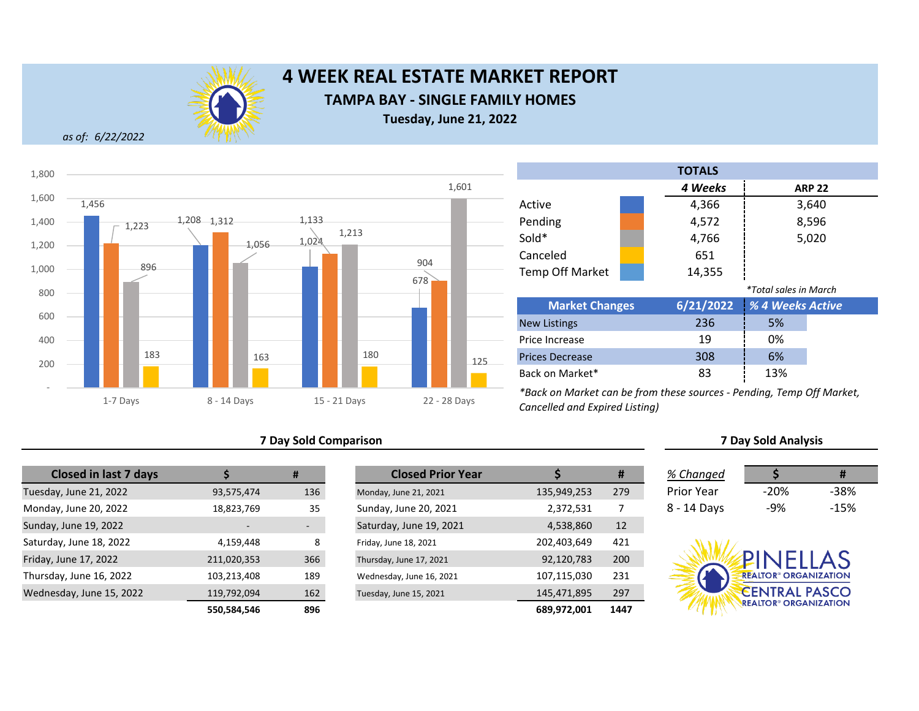# 4 WEEK REAL ESTATE MARKET REPORT

## TAMPA BAY - SINGLE FAMILY HOMES

**Tuesday, June 21, 2022**

*as of: 6/22/2022*

1,800
1,600
1,400
1,200
1,000
800
600
400
200
-

1-7 Days: 1,456; 1,223; 896; 183
8 - 14 Days: 1,208; 1,312; 1,056; 163
15 - 21 Days: 1,024; 1,133; 1,213; 180
22 - 28 Days: 678; 904; 1,601; 125

| TOTALS | 4 Weeks | ARP 22 |
|---|---|---|
| Active | 4,366 | 3,640 |
| Pending | 4,572 | 8,596 |
| Sold* | 4,766 | 5,020 |
| Canceled | 651 | |
| Temp Off Market | 14,355 | |

*Total sales in March

| Market Changes | 6/21/2022 | % 4 Weeks Active |
|---|---|---|
| New Listings | 236 | 5% |
| Price Increase | 19 | 0% |
| Prices Decrease | 308 | 6% |
| Back on Market* | 83 | 13% |

*Back on Market can be from these sources - Pending, Temp Off Market, Cancelled and Expired Listing)

### 7 Day Sold Comparison

| Closed in last 7 days | $ | # |
|---|---|---|
| Tuesday, June 21, 2022 | 93,575,474 | 136 |
| Monday, June 20, 2022 | 18,823,769 | 35 |
| Sunday, June 19, 2022 | - | - |
| Saturday, June 18, 2022 | 4,159,448 | 8 |
| Friday, June 17, 2022 | 211,020,353 | 366 |
| Thursday, June 16, 2022 | 103,213,408 | 189 |
| Wednesday, June 15, 2022 | 119,792,094 | 162 |
| | **550,584,546** | **896** |

| Closed Prior Year | $ | # |
|---|---|---|
| Monday, June 21, 2021 | 135,949,253 | 279 |
| Sunday, June 20, 2021 | 2,372,531 | 7 |
| Saturday, June 19, 2021 | 4,538,860 | 12 |
| Friday, June 18, 2021 | 202,403,649 | 421 |
| Thursday, June 17, 2021 | 92,120,783 | 200 |
| Wednesday, June 16, 2021 | 107,115,030 | 231 |
| Tuesday, June 15, 2021 | 145,471,895 | 297 |
| | **689,972,001** | **1447** |

### 7 Day Sold Analysis

| *% Changed* | $ | # |
|---|---|---|
| Prior Year | -20% | -38% |
| 8 - 14 Days | -9% | -15% |

PINELLAS REALTOR® ORGANIZATION
CENTRAL PASCO REALTOR® ORGANIZATION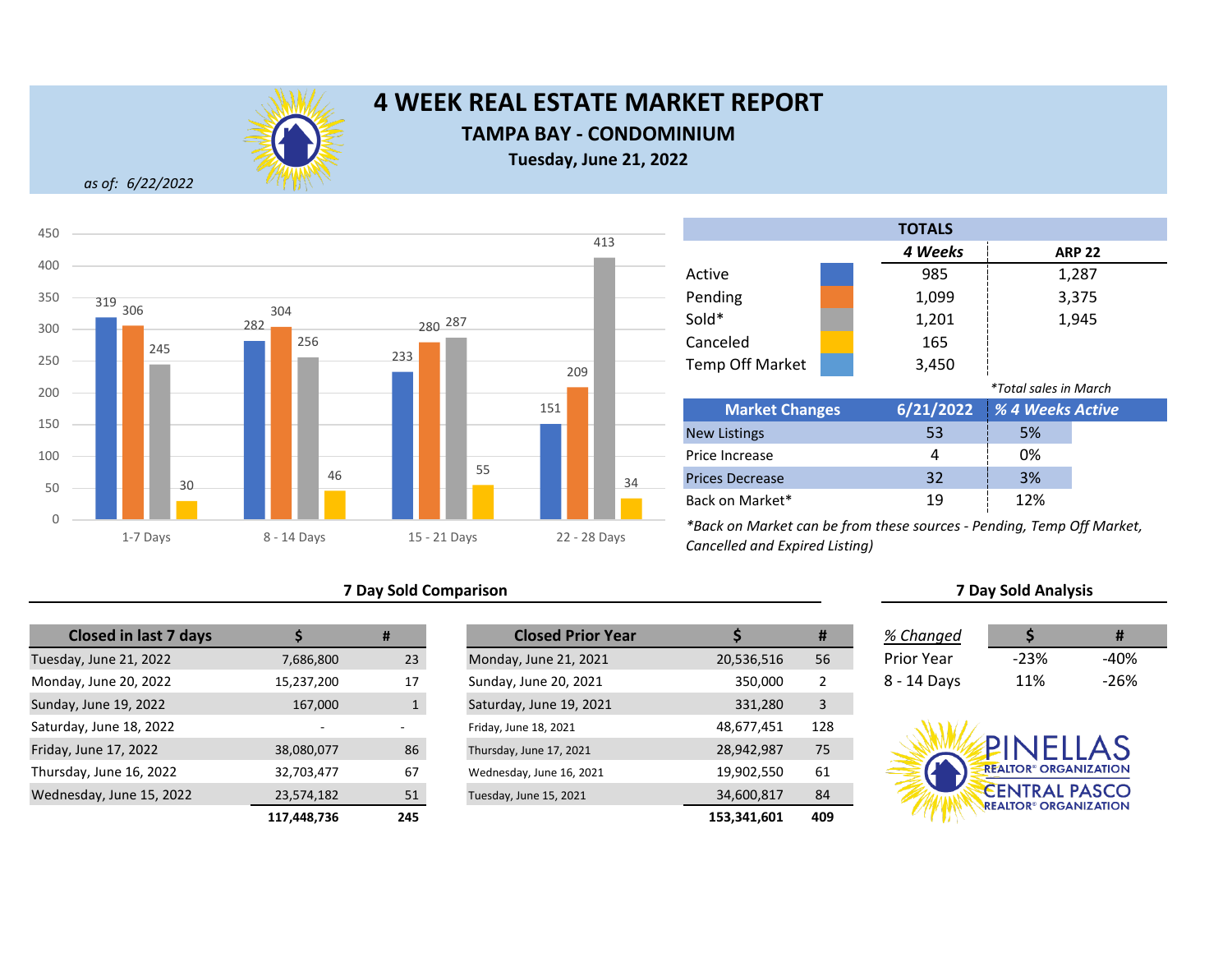# 4 WEEK REAL ESTATE MARKET REPORT

## TAMPA BAY - CONDOMINIUM

**Tuesday, June 21, 2022**

*as of: 6/22/2022*

| | Active | Pending | Sold | Canceled |
|---|---|---|---|---|
| 1-7 Days | 319 | 306 | 245 | 30 |
| 8 - 14 Days | 282 | 304 | 256 | 46 |
| 15 - 21 Days | 233 | 280 | 287 | 55 |
| 22 - 28 Days | 151 | 209 | 413 | 34 |

| TOTALS | 4 Weeks | ARP 22 |
|---|---|---|
| Active | 985 | 1,287 |
| Pending | 1,099 | 3,375 |
| Sold* | 1,201 | 1,945 |
| Canceled | 165 | |
| Temp Off Market | 3,450 | |

*Total sales in March

| Market Changes | 6/21/2022 | % 4 Weeks Active |
|---|---|---|
| New Listings | 53 | 5% |
| Price Increase | 4 | 0% |
| Prices Decrease | 32 | 3% |
| Back on Market* | 19 | 12% |

*Back on Market can be from these sources - Pending, Temp Off Market, Cancelled and Expired Listing)*

### 7 Day Sold Comparison

| Closed in last 7 days | $ | # |
|---|---|---|
| Tuesday, June 21, 2022 | 7,686,800 | 23 |
| Monday, June 20, 2022 | 15,237,200 | 17 |
| Sunday, June 19, 2022 | 167,000 | 1 |
| Saturday, June 18, 2022 | - | - |
| Friday, June 17, 2022 | 38,080,077 | 86 |
| Thursday, June 16, 2022 | 32,703,477 | 67 |
| Wednesday, June 15, 2022 | 23,574,182 | 51 |
| | **117,448,736** | **245** |

| Closed Prior Year | $ | # |
|---|---|---|
| Monday, June 21, 2021 | 20,536,516 | 56 |
| Sunday, June 20, 2021 | 350,000 | 2 |
| Saturday, June 19, 2021 | 331,280 | 3 |
| Friday, June 18, 2021 | 48,677,451 | 128 |
| Thursday, June 17, 2021 | 28,942,987 | 75 |
| Wednesday, June 16, 2021 | 19,902,550 | 61 |
| Tuesday, June 15, 2021 | 34,600,817 | 84 |
| | **153,341,601** | **409** |

### 7 Day Sold Analysis

| *% Changed* | $ | # |
|---|---|---|
| Prior Year | -23% | -40% |
| 8 - 14 Days | 11% | -26% |

PINELLAS REALTOR® ORGANIZATION
CENTRAL PASCO REALTOR® ORGANIZATION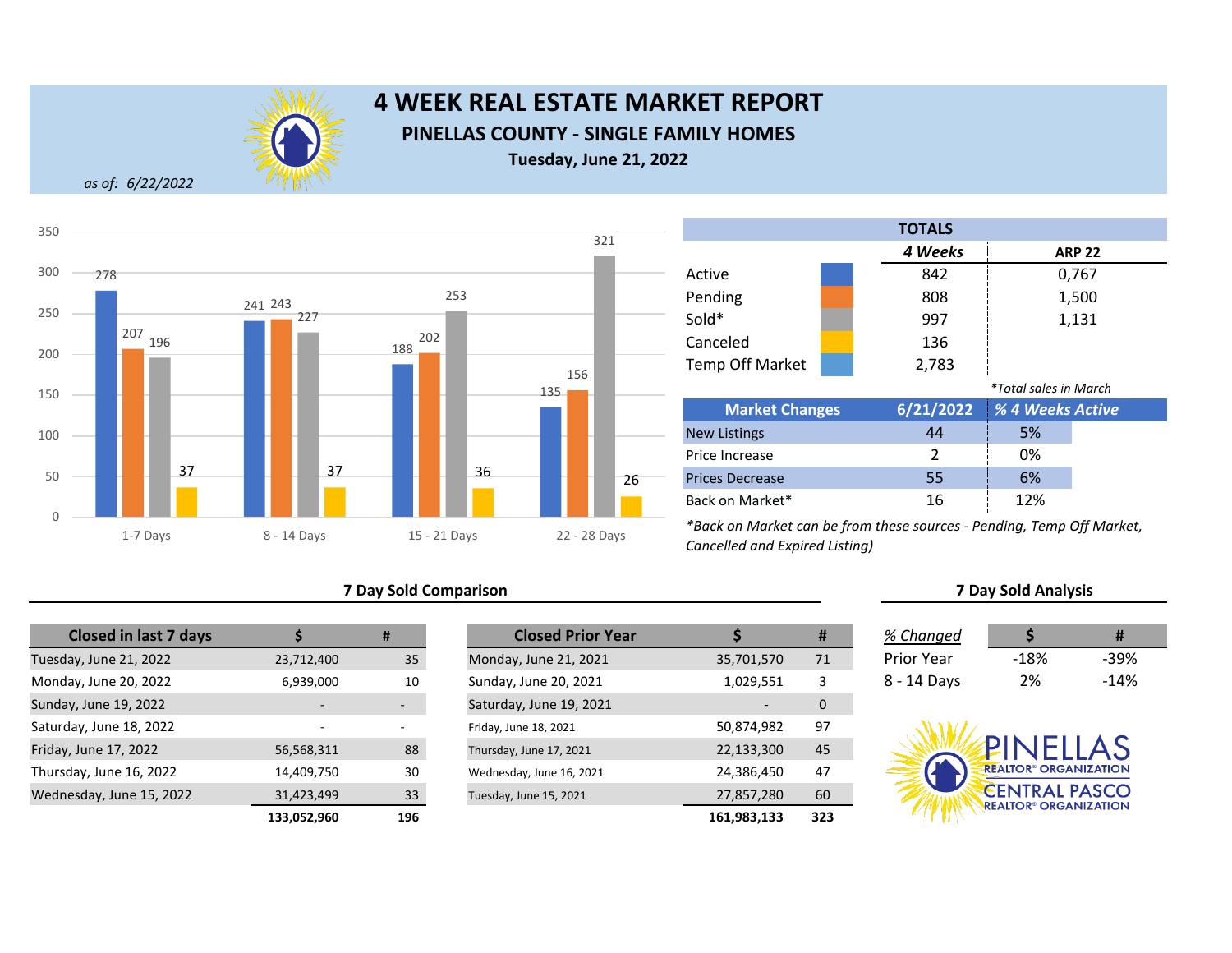# 4 WEEK REAL ESTATE MARKET REPORT

## PINELLAS COUNTY - SINGLE FAMILY HOMES

**Tuesday, June 21, 2022**

*as of: 6/22/2022*

350
300
250
200
150
100
50
0

278 207 196 37
241 243 227 37
188 202 253 36
135 156 321 26

1-7 Days
8 - 14 Days
15 - 21 Days
22 - 28 Days

| TOTALS | | | |
|---|---|---|---|
| | | *4 Weeks* | ARP 22 |
| Active | | 842 | 0,767 |
| Pending | | 808 | 1,500 |
| Sold* | | 997 | 1,131 |
| Canceled | | 136 | |
| Temp Off Market | | 2,783 | |

*Total sales in March

| Market Changes | 6/21/2022 | % 4 Weeks Active |
|---|---|---|
| New Listings | 44 | 5% |
| Price Increase | 2 | 0% |
| Prices Decrease | 55 | 6% |
| Back on Market* | 16 | 12% |

*Back on Market can be from these sources - Pending, Temp Off Market, Cancelled and Expired Listing)

### 7 Day Sold Comparison

| Closed in last 7 days | $ | # |
|---|---|---|
| Tuesday, June 21, 2022 | 23,712,400 | 35 |
| Monday, June 20, 2022 | 6,939,000 | 10 |
| Sunday, June 19, 2022 | - | - |
| Saturday, June 18, 2022 | - | - |
| Friday, June 17, 2022 | 56,568,311 | 88 |
| Thursday, June 16, 2022 | 14,409,750 | 30 |
| Wednesday, June 15, 2022 | 31,423,499 | 33 |
| | **133,052,960** | **196** |

| Closed Prior Year | $ | # |
|---|---|---|
| Monday, June 21, 2021 | 35,701,570 | 71 |
| Sunday, June 20, 2021 | 1,029,551 | 3 |
| Saturday, June 19, 2021 | - | 0 |
| Friday, June 18, 2021 | 50,874,982 | 97 |
| Thursday, June 17, 2021 | 22,133,300 | 45 |
| Wednesday, June 16, 2021 | 24,386,450 | 47 |
| Tuesday, June 15, 2021 | 27,857,280 | 60 |
| | **161,983,133** | **323** |

### 7 Day Sold Analysis

| *% Changed* | $ | # |
|---|---|---|
| Prior Year | -18% | -39% |
| 8 - 14 Days | 2% | -14% |

PINELLAS REALTOR® ORGANIZATION
CENTRAL PASCO REALTOR® ORGANIZATION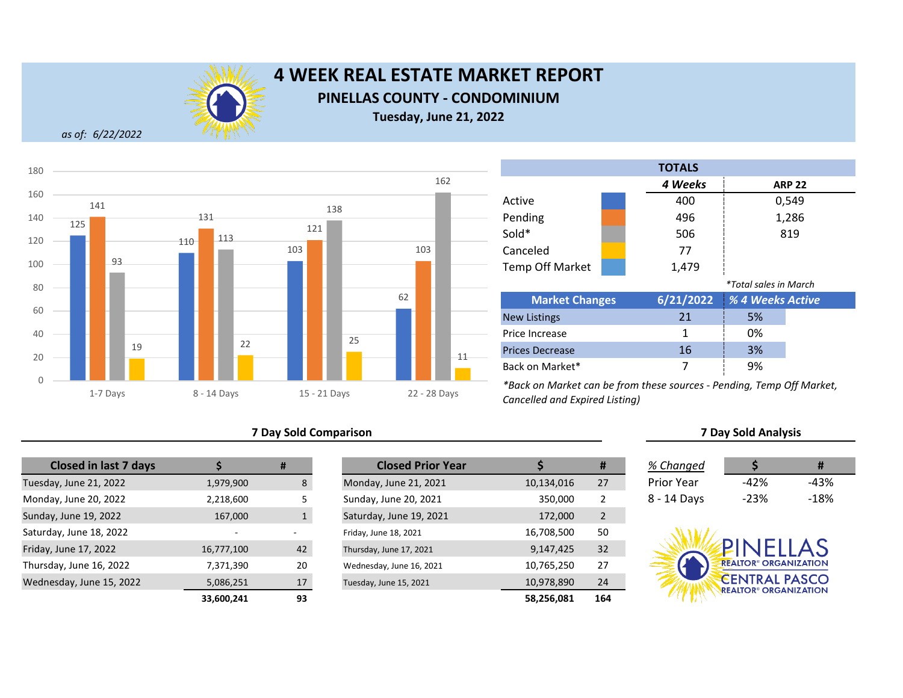# 4 WEEK REAL ESTATE MARKET REPORT

## PINELLAS COUNTY - CONDOMINIUM

**Tuesday, June 21, 2022**

*as of: 6/22/2022*

180
160
140
120
100
80
60
40
20
0

125 141 93 19
1-7 Days

110 131 113 22
8 - 14 Days

103 121 138 25
15 - 21 Days

62 103 162 11
22 - 28 Days

| TOTALS | | | |
|---|---|---|---|
| | | *4 Weeks* | ARP 22 |
| Active | | 400 | 0,549 |
| Pending | | 496 | 1,286 |
| Sold* | | 506 | 819 |
| Canceled | | 77 | |
| Temp Off Market | | 1,479 | |

*\*Total sales in March*

| Market Changes | 6/21/2022 | *% 4 Weeks Active* |
|---|---|---|
| New Listings | 21 | 5% |
| Price Increase | 1 | 0% |
| Prices Decrease | 16 | 3% |
| Back on Market* | 7 | 9% |

*\*Back on Market can be from these sources - Pending, Temp Off Market, Cancelled and Expired Listing)*

### 7 Day Sold Comparison

| Closed in last 7 days | $ | # |
|---|---|---|
| Tuesday, June 21, 2022 | 1,979,900 | 8 |
| Monday, June 20, 2022 | 2,218,600 | 5 |
| Sunday, June 19, 2022 | 167,000 | 1 |
| Saturday, June 18, 2022 | - | - |
| Friday, June 17, 2022 | 16,777,100 | 42 |
| Thursday, June 16, 2022 | 7,371,390 | 20 |
| Wednesday, June 15, 2022 | 5,086,251 | 17 |
| | **33,600,241** | **93** |

| Closed Prior Year | $ | # |
|---|---|---|
| Monday, June 21, 2021 | 10,134,016 | 27 |
| Sunday, June 20, 2021 | 350,000 | 2 |
| Saturday, June 19, 2021 | 172,000 | 2 |
| Friday, June 18, 2021 | 16,708,500 | 50 |
| Thursday, June 17, 2021 | 9,147,425 | 32 |
| Wednesday, June 16, 2021 | 10,765,250 | 27 |
| Tuesday, June 15, 2021 | 10,978,890 | 24 |
| | **58,256,081** | **164** |

### 7 Day Sold Analysis

| *% Changed* | $ | # |
|---|---|---|
| Prior Year | -42% | -43% |
| 8 - 14 Days | -23% | -18% |

PINELLAS REALTOR® ORGANIZATION
CENTRAL PASCO REALTOR® ORGANIZATION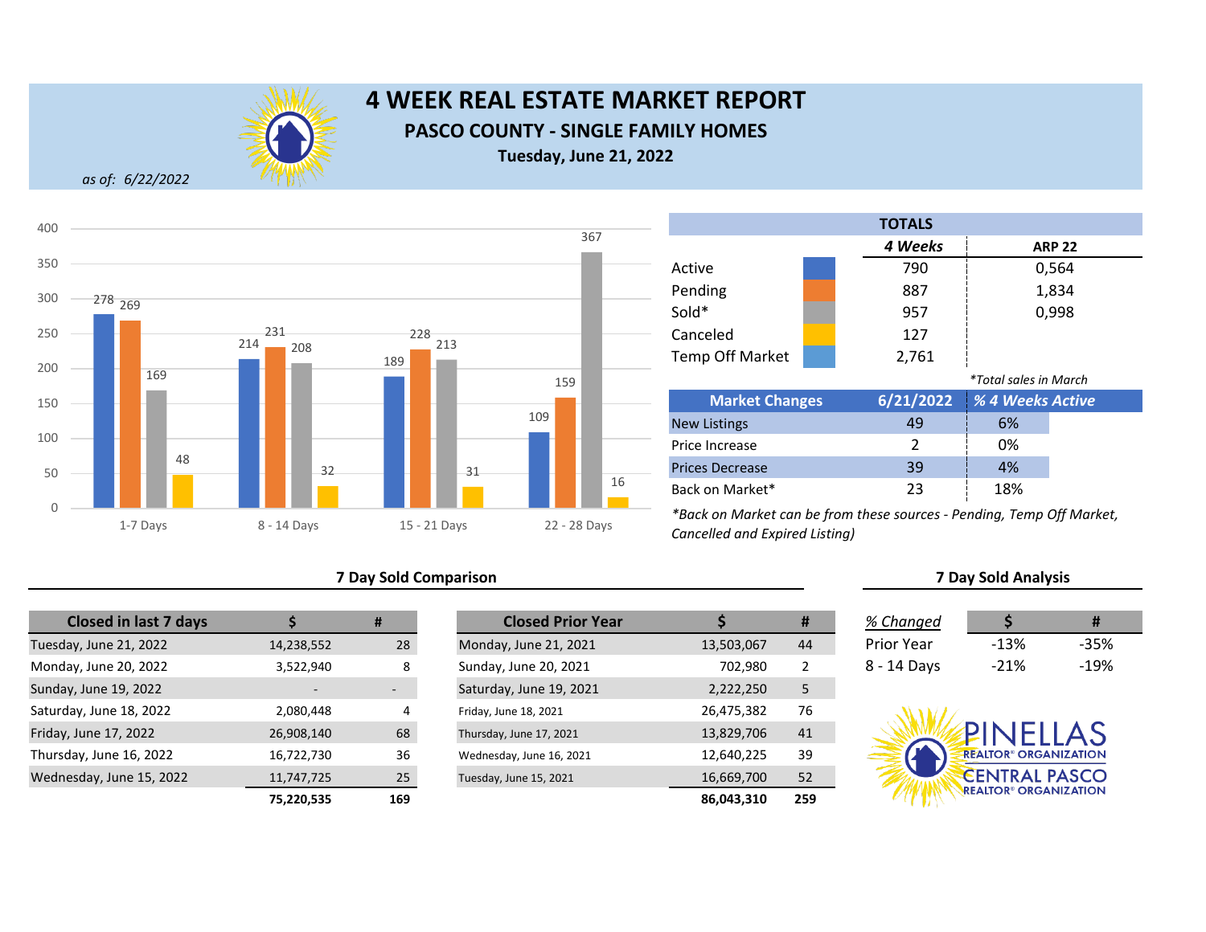# 4 WEEK REAL ESTATE MARKET REPORT

## PASCO COUNTY - SINGLE FAMILY HOMES

**Tuesday, June 21, 2022**

*as of: 6/22/2022*

400
350
300
250
200
150
100
50
0

278 269 169 48
214 231 208 32
189 228 213 31
109 159 367 16

1-7 Days
8 - 14 Days
15 - 21 Days
22 - 28 Days

| TOTALS | | 4 Weeks | ARP 22 |
|---|---|---|---|
| Active | | 790 | 0,564 |
| Pending | | 887 | 1,834 |
| Sold* | | 957 | 0,998 |
| Canceled | | 127 | |
| Temp Off Market | | 2,761 | |

*Total sales in March

| Market Changes | 6/21/2022 | % 4 Weeks Active |
|---|---|---|
| New Listings | 49 | 6% |
| Price Increase | 2 | 0% |
| Prices Decrease | 39 | 4% |
| Back on Market* | 23 | 18% |

*Back on Market can be from these sources - Pending, Temp Off Market, Cancelled and Expired Listing)*

### 7 Day Sold Comparison

| Closed in last 7 days | $ | # |
|---|---|---|
| Tuesday, June 21, 2022 | 14,238,552 | 28 |
| Monday, June 20, 2022 | 3,522,940 | 8 |
| Sunday, June 19, 2022 | - | - |
| Saturday, June 18, 2022 | 2,080,448 | 4 |
| Friday, June 17, 2022 | 26,908,140 | 68 |
| Thursday, June 16, 2022 | 16,722,730 | 36 |
| Wednesday, June 15, 2022 | 11,747,725 | 25 |
| | **75,220,535** | **169** |

| Closed Prior Year | $ | # |
|---|---|---|
| Monday, June 21, 2021 | 13,503,067 | 44 |
| Sunday, June 20, 2021 | 702,980 | 2 |
| Saturday, June 19, 2021 | 2,222,250 | 5 |
| Friday, June 18, 2021 | 26,475,382 | 76 |
| Thursday, June 17, 2021 | 13,829,706 | 41 |
| Wednesday, June 16, 2021 | 12,640,225 | 39 |
| Tuesday, June 15, 2021 | 16,669,700 | 52 |
| | **86,043,310** | **259** |

### 7 Day Sold Analysis

| % Changed | $ | # |
|---|---|---|
| Prior Year | -13% | -35% |
| 8 - 14 Days | -21% | -19% |

PINELLAS REALTOR® ORGANIZATION
CENTRAL PASCO REALTOR® ORGANIZATION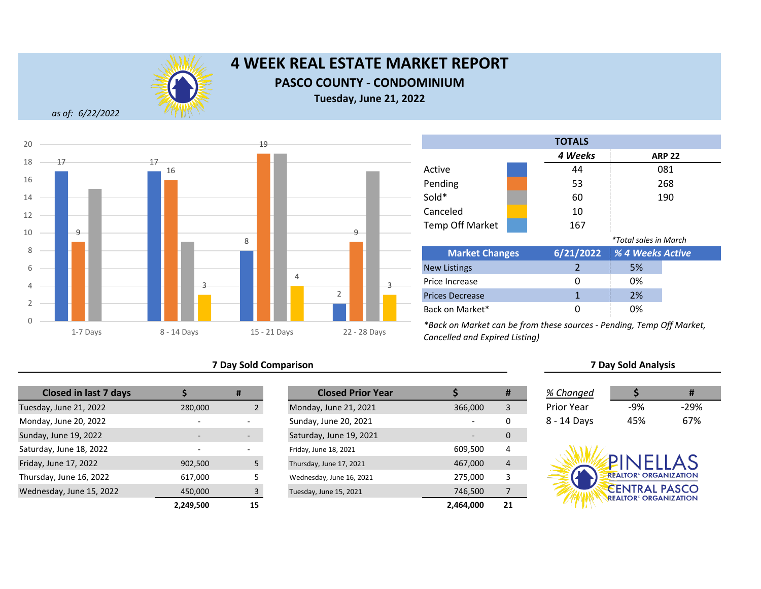# 4 WEEK REAL ESTATE MARKET REPORT

## PASCO COUNTY - CONDOMINIUM

**Tuesday, June 21, 2022**

*as of: 6/22/2022*

20
18
16
14
12
10
8
6
4
2
0

1-7 Days: 17, 9, 15
8 - 14 Days: 17, 16, 9, 3
15 - 21 Days: 8, 19, 19, 4
22 - 28 Days: 2, 9, 17, 3

| TOTALS | 4 Weeks | ARP 22 |
|---|---|---|
| Active | 44 | 081 |
| Pending | 53 | 268 |
| Sold* | 60 | 190 |
| Canceled | 10 | |
| Temp Off Market | 167 | |

*\*Total sales in March*

| Market Changes | 6/21/2022 | % 4 Weeks Active |
|---|---|---|
| New Listings | 2 | 5% |
| Price Increase | 0 | 0% |
| Prices Decrease | 1 | 2% |
| Back on Market* | 0 | 0% |

*\*Back on Market can be from these sources - Pending, Temp Off Market, Cancelled and Expired Listing)*

### 7 Day Sold Comparison

| Closed in last 7 days | $ | # |
|---|---|---|
| Tuesday, June 21, 2022 | 280,000 | 2 |
| Monday, June 20, 2022 | - | - |
| Sunday, June 19, 2022 | - | - |
| Saturday, June 18, 2022 | - | - |
| Friday, June 17, 2022 | 902,500 | 5 |
| Thursday, June 16, 2022 | 617,000 | 5 |
| Wednesday, June 15, 2022 | 450,000 | 3 |
| | **2,249,500** | **15** |

| Closed Prior Year | $ | # |
|---|---|---|
| Monday, June 21, 2021 | 366,000 | 3 |
| Sunday, June 20, 2021 | - | 0 |
| Saturday, June 19, 2021 | - | 0 |
| Friday, June 18, 2021 | 609,500 | 4 |
| Thursday, June 17, 2021 | 467,000 | 4 |
| Wednesday, June 16, 2021 | 275,000 | 3 |
| Tuesday, June 15, 2021 | 746,500 | 7 |
| | **2,464,000** | **21** |

### 7 Day Sold Analysis

| *% Changed* | $ | # |
|---|---|---|
| Prior Year | -9% | -29% |
| 8 - 14 Days | 45% | 67% |

PINELLAS REALTOR® ORGANIZATION
CENTRAL PASCO REALTOR® ORGANIZATION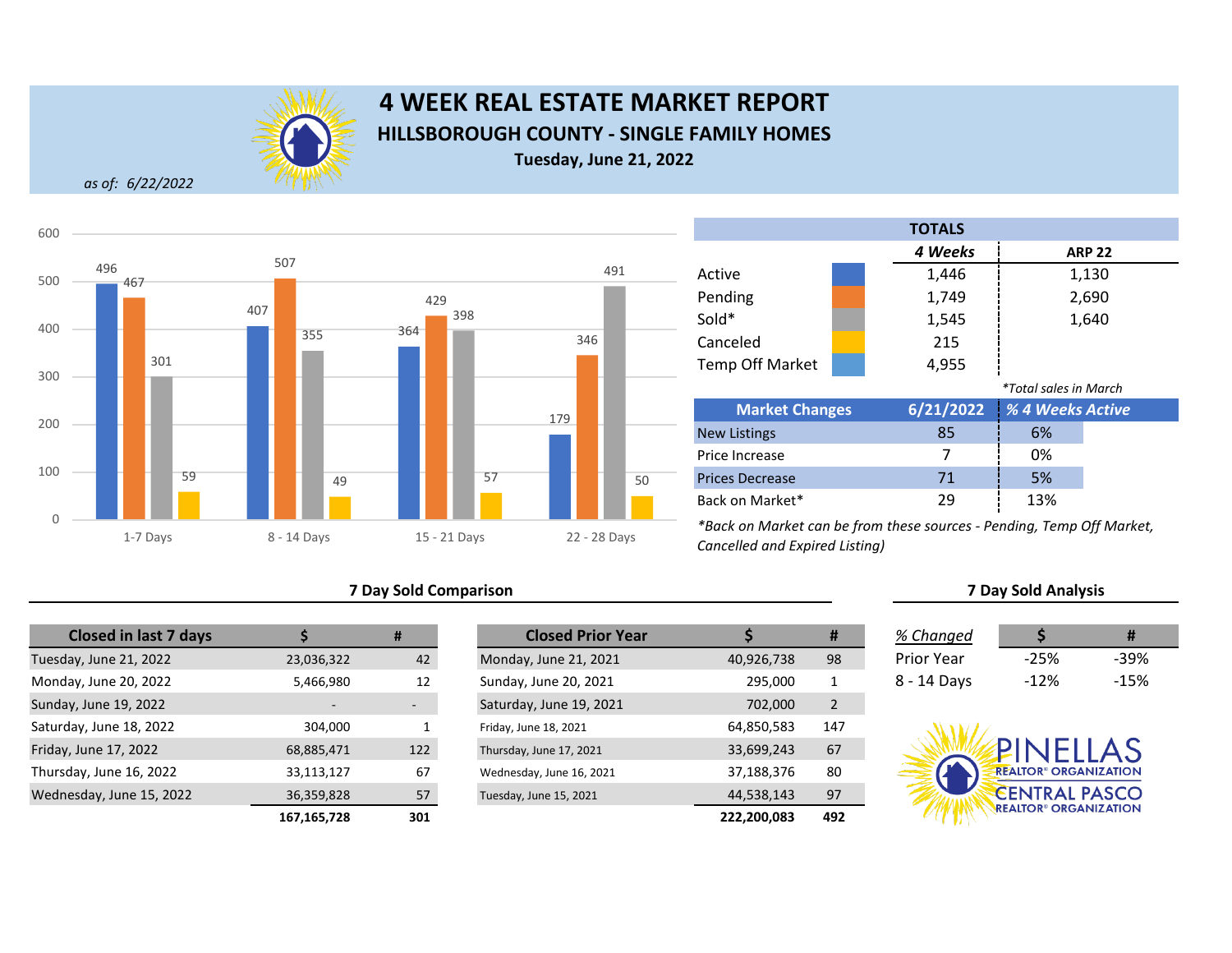# 4 WEEK REAL ESTATE MARKET REPORT

## HILLSBOROUGH COUNTY - SINGLE FAMILY HOMES

**Tuesday, June 21, 2022**

*as of: 6/22/2022*

600
500
400
300
200
100
0

496 467 301 59
1-7 Days

407 507 355 49
8 - 14 Days

364 429 398 57
15 - 21 Days

179 346 491 50
22 - 28 Days

| TOTALS | | |
|---|---|---|
| | *4 Weeks* | ARP 22 |
| Active | 1,446 | 1,130 |
| Pending | 1,749 | 2,690 |
| Sold* | 1,545 | 1,640 |
| Canceled | 215 | |
| Temp Off Market | 4,955 | |

*Total sales in March

| Market Changes | 6/21/2022 | % 4 Weeks Active |
|---|---|---|
| New Listings | 85 | 6% |
| Price Increase | 7 | 0% |
| Prices Decrease | 71 | 5% |
| Back on Market* | 29 | 13% |

*Back on Market can be from these sources - Pending, Temp Off Market, Cancelled and Expired Listing)*

### 7 Day Sold Comparison

| Closed in last 7 days | $ | # |
|---|---|---|
| Tuesday, June 21, 2022 | 23,036,322 | 42 |
| Monday, June 20, 2022 | 5,466,980 | 12 |
| Sunday, June 19, 2022 | - | - |
| Saturday, June 18, 2022 | 304,000 | 1 |
| Friday, June 17, 2022 | 68,885,471 | 122 |
| Thursday, June 16, 2022 | 33,113,127 | 67 |
| Wednesday, June 15, 2022 | 36,359,828 | 57 |
| | **167,165,728** | **301** |

| Closed Prior Year | $ | # |
|---|---|---|
| Monday, June 21, 2021 | 40,926,738 | 98 |
| Sunday, June 20, 2021 | 295,000 | 1 |
| Saturday, June 19, 2021 | 702,000 | 2 |
| Friday, June 18, 2021 | 64,850,583 | 147 |
| Thursday, June 17, 2021 | 33,699,243 | 67 |
| Wednesday, June 16, 2021 | 37,188,376 | 80 |
| Tuesday, June 15, 2021 | 44,538,143 | 97 |
| | **222,200,083** | **492** |

### 7 Day Sold Analysis

| *% Changed* | $ | # |
|---|---|---|
| Prior Year | -25% | -39% |
| 8 - 14 Days | -12% | -15% |

PINELLAS REALTOR® ORGANIZATION
CENTRAL PASCO REALTOR® ORGANIZATION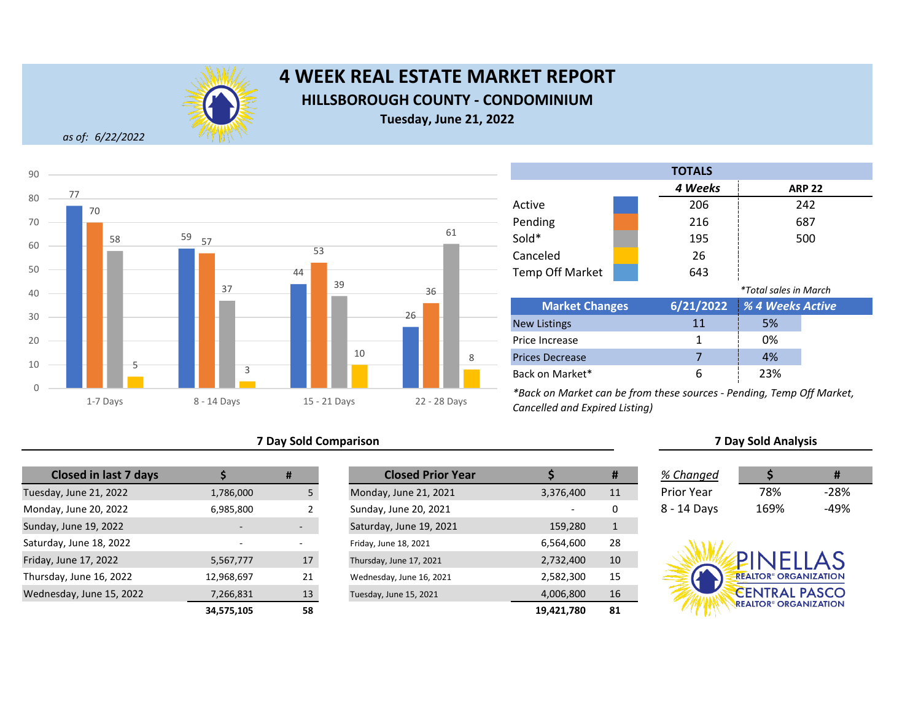# 4 WEEK REAL ESTATE MARKET REPORT

## HILLSBOROUGH COUNTY - CONDOMINIUM

**Tuesday, June 21, 2022**

*as of: 6/22/2022*

90
80
70
60
50
40
30
20
10
0

77 70 58 5
59 57 37 3
44 53 39 10
26 36 61 8

1-7 Days
8 - 14 Days
15 - 21 Days
22 - 28 Days

| TOTALS | | |
|---|---|---|
| | *4 Weeks* | ARP 22 |
| Active | 206 | 242 |
| Pending | 216 | 687 |
| Sold* | 195 | 500 |
| Canceled | 26 | |
| Temp Off Market | 643 | |

*\*Total sales in March*

| Market Changes | 6/21/2022 | % 4 Weeks Active |
|---|---|---|
| New Listings | 11 | 5% |
| Price Increase | 1 | 0% |
| Prices Decrease | 7 | 4% |
| Back on Market* | 6 | 23% |

*\*Back on Market can be from these sources - Pending, Temp Off Market, Cancelled and Expired Listing)*

### 7 Day Sold Comparison

| Closed in last 7 days | $ | # |
|---|---|---|
| Tuesday, June 21, 2022 | 1,786,000 | 5 |
| Monday, June 20, 2022 | 6,985,800 | 2 |
| Sunday, June 19, 2022 | - | - |
| Saturday, June 18, 2022 | - | - |
| Friday, June 17, 2022 | 5,567,777 | 17 |
| Thursday, June 16, 2022 | 12,968,697 | 21 |
| Wednesday, June 15, 2022 | 7,266,831 | 13 |
| | **34,575,105** | **58** |

| Closed Prior Year | $ | # |
|---|---|---|
| Monday, June 21, 2021 | 3,376,400 | 11 |
| Sunday, June 20, 2021 | - | 0 |
| Saturday, June 19, 2021 | 159,280 | 1 |
| Friday, June 18, 2021 | 6,564,600 | 28 |
| Thursday, June 17, 2021 | 2,732,400 | 10 |
| Wednesday, June 16, 2021 | 2,582,300 | 15 |
| Tuesday, June 15, 2021 | 4,006,800 | 16 |
| | **19,421,780** | **81** |

### 7 Day Sold Analysis

| *% Changed* | $ | # |
|---|---|---|
| Prior Year | 78% | -28% |
| 8 - 14 Days | 169% | -49% |

PINELLAS REALTOR® ORGANIZATION
CENTRAL PASCO REALTOR® ORGANIZATION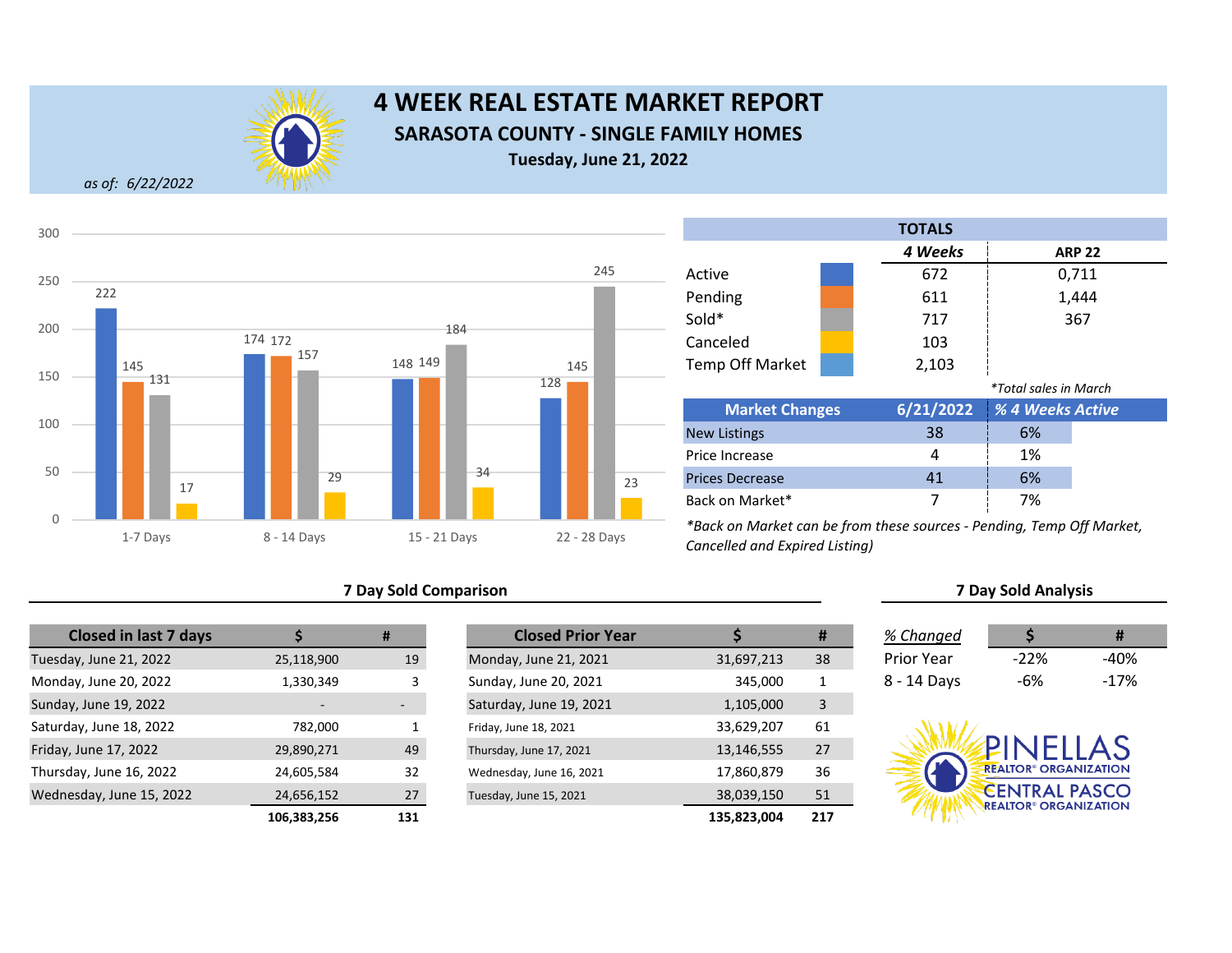# 4 WEEK REAL ESTATE MARKET REPORT

## SARASOTA COUNTY - SINGLE FAMILY HOMES

**Tuesday, June 21, 2022**

*as of: 6/22/2022*

| | Active | Pending | Sold | Canceled |
|---|---|---|---|---|
| 1-7 Days | 222 | 145 | 131 | 17 |
| 8 - 14 Days | 174 | 172 | 157 | 29 |
| 15 - 21 Days | 148 | 149 | 184 | 34 |
| 22 - 28 Days | 128 | 145 | 245 | 23 |

| TOTALS | 4 Weeks | ARP 22 |
|---|---|---|
| Active | 672 | 0,711 |
| Pending | 611 | 1,444 |
| Sold* | 717 | 367 |
| Canceled | 103 | |
| Temp Off Market | 2,103 | |

*Total sales in March

| Market Changes | 6/21/2022 | % 4 Weeks Active |
|---|---|---|
| New Listings | 38 | 6% |
| Price Increase | 4 | 1% |
| Prices Decrease | 41 | 6% |
| Back on Market* | 7 | 7% |

*Back on Market can be from these sources - Pending, Temp Off Market, Cancelled and Expired Listing)

### 7 Day Sold Comparison

| Closed in last 7 days | $ | # |
|---|---|---|
| Tuesday, June 21, 2022 | 25,118,900 | 19 |
| Monday, June 20, 2022 | 1,330,349 | 3 |
| Sunday, June 19, 2022 | - | - |
| Saturday, June 18, 2022 | 782,000 | 1 |
| Friday, June 17, 2022 | 29,890,271 | 49 |
| Thursday, June 16, 2022 | 24,605,584 | 32 |
| Wednesday, June 15, 2022 | 24,656,152 | 27 |
| | **106,383,256** | **131** |

| Closed Prior Year | $ | # |
|---|---|---|
| Monday, June 21, 2021 | 31,697,213 | 38 |
| Sunday, June 20, 2021 | 345,000 | 1 |
| Saturday, June 19, 2021 | 1,105,000 | 3 |
| Friday, June 18, 2021 | 33,629,207 | 61 |
| Thursday, June 17, 2021 | 13,146,555 | 27 |
| Wednesday, June 16, 2021 | 17,860,879 | 36 |
| Tuesday, June 15, 2021 | 38,039,150 | 51 |
| | **135,823,004** | **217** |

### 7 Day Sold Analysis

| % Changed | $ | # |
|---|---|---|
| Prior Year | -22% | -40% |
| 8 - 14 Days | -6% | -17% |

PINELLAS REALTOR® ORGANIZATION
CENTRAL PASCO REALTOR® ORGANIZATION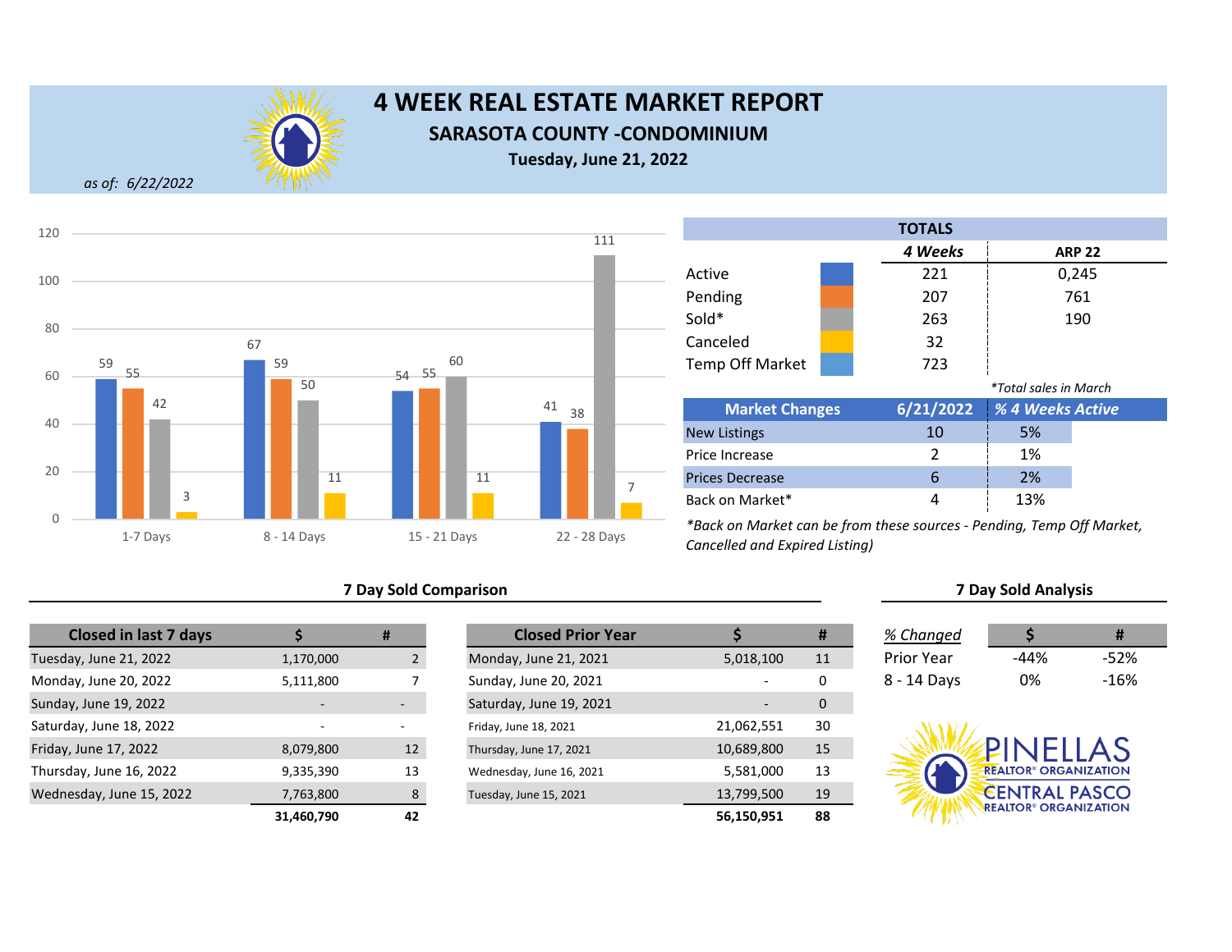# 4 WEEK REAL ESTATE MARKET REPORT

## SARASOTA COUNTY -CONDOMINIUM

**Tuesday, June 21, 2022**

*as of: 6/22/2022*

120
100
80
60
40
20
0

1-7 Days: 59 55 42 3
8 - 14 Days: 67 59 50 11
15 - 21 Days: 54 55 60 11
22 - 28 Days: 41 38 111 7

| TOTALS | | |
|---|---|---|
| | *4 Weeks* | ARP 22 |
| Active | 221 | 0,245 |
| Pending | 207 | 761 |
| Sold* | 263 | 190 |
| Canceled | 32 | |
| Temp Off Market | 723 | |

*Total sales in March

| Market Changes | 6/21/2022 | % 4 Weeks Active |
|---|---|---|
| New Listings | 10 | 5% |
| Price Increase | 2 | 1% |
| Prices Decrease | 6 | 2% |
| Back on Market* | 4 | 13% |

*Back on Market can be from these sources - Pending, Temp Off Market, Cancelled and Expired Listing)*

### 7 Day Sold Comparison

| Closed in last 7 days | $ | # |
|---|---|---|
| Tuesday, June 21, 2022 | 1,170,000 | 2 |
| Monday, June 20, 2022 | 5,111,800 | 7 |
| Sunday, June 19, 2022 | - | - |
| Saturday, June 18, 2022 | - | - |
| Friday, June 17, 2022 | 8,079,800 | 12 |
| Thursday, June 16, 2022 | 9,335,390 | 13 |
| Wednesday, June 15, 2022 | 7,763,800 | 8 |
| | **31,460,790** | **42** |

| Closed Prior Year | $ | # |
|---|---|---|
| Monday, June 21, 2021 | 5,018,100 | 11 |
| Sunday, June 20, 2021 | - | 0 |
| Saturday, June 19, 2021 | - | 0 |
| Friday, June 18, 2021 | 21,062,551 | 30 |
| Thursday, June 17, 2021 | 10,689,800 | 15 |
| Wednesday, June 16, 2021 | 5,581,000 | 13 |
| Tuesday, June 15, 2021 | 13,799,500 | 19 |
| | **56,150,951** | **88** |

### 7 Day Sold Analysis

| *% Changed* | $ | # |
|---|---|---|
| Prior Year | -44% | -52% |
| 8 - 14 Days | 0% | -16% |

PINELLAS REALTOR® ORGANIZATION
CENTRAL PASCO REALTOR® ORGANIZATION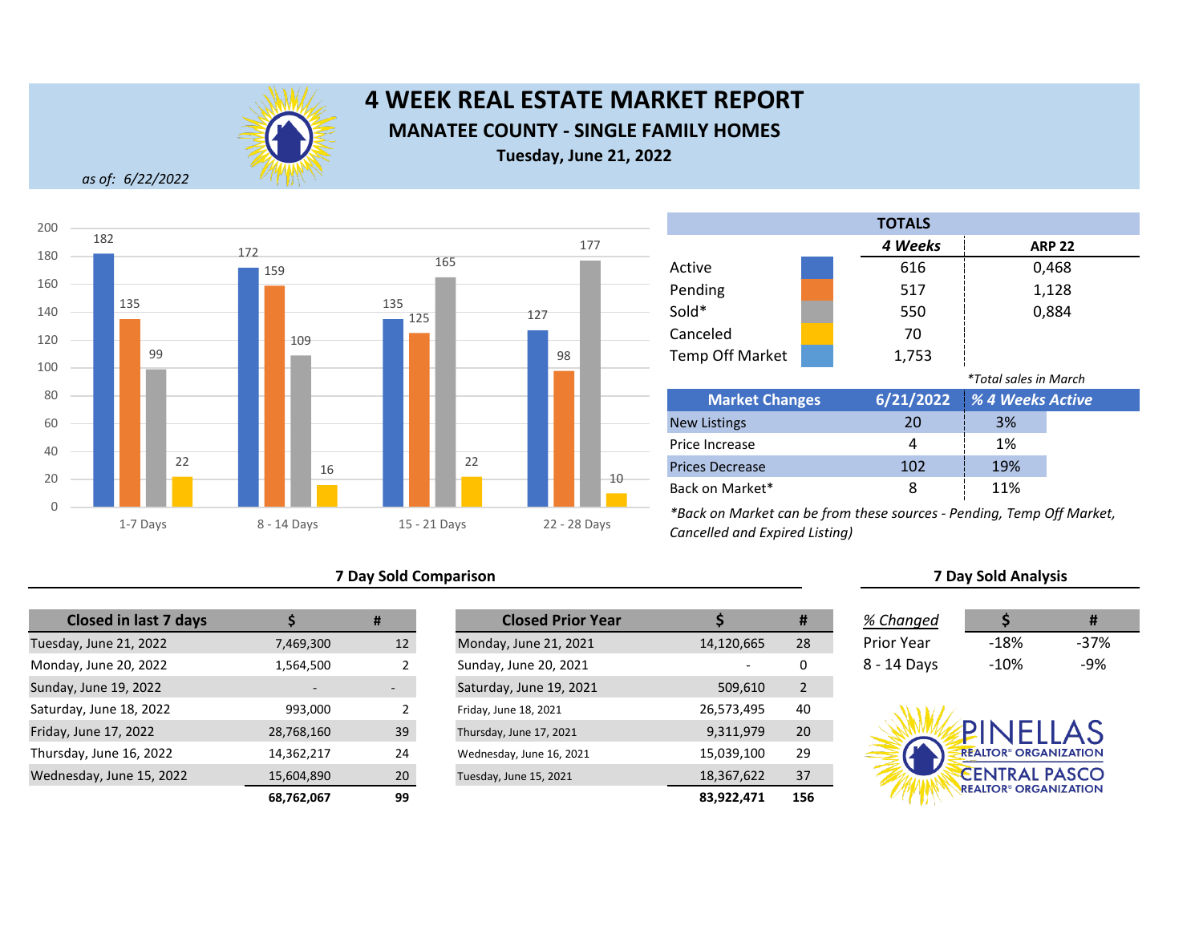# 4 WEEK REAL ESTATE MARKET REPORT

## MANATEE COUNTY - SINGLE FAMILY HOMES

**Tuesday, June 21, 2022**

*as of: 6/22/2022*

200
180
160
140
120
100
80
60
40
20
0

182 135 99 22
172 159 109 16
135 125 165 22
127 98 177 10

1-7 Days
8 - 14 Days
15 - 21 Days
22 - 28 Days

| TOTALS | | |
|---|---|---|
| | *4 Weeks* | ARP 22 |
| Active | 616 | 0,468 |
| Pending | 517 | 1,128 |
| Sold* | 550 | 0,884 |
| Canceled | 70 | |
| Temp Off Market | 1,753 | |

*\*Total sales in March*

| Market Changes | 6/21/2022 | % 4 Weeks Active |
|---|---|---|
| New Listings | 20 | 3% |
| Price Increase | 4 | 1% |
| Prices Decrease | 102 | 19% |
| Back on Market* | 8 | 11% |

*\*Back on Market can be from these sources - Pending, Temp Off Market, Cancelled and Expired Listing)*

### 7 Day Sold Comparison

| Closed in last 7 days | $ | # |
|---|---|---|
| Tuesday, June 21, 2022 | 7,469,300 | 12 |
| Monday, June 20, 2022 | 1,564,500 | 2 |
| Sunday, June 19, 2022 | - | - |
| Saturday, June 18, 2022 | 993,000 | 2 |
| Friday, June 17, 2022 | 28,768,160 | 39 |
| Thursday, June 16, 2022 | 14,362,217 | 24 |
| Wednesday, June 15, 2022 | 15,604,890 | 20 |
| | **68,762,067** | **99** |

| Closed Prior Year | $ | # |
|---|---|---|
| Monday, June 21, 2021 | 14,120,665 | 28 |
| Sunday, June 20, 2021 | - | 0 |
| Saturday, June 19, 2021 | 509,610 | 2 |
| Friday, June 18, 2021 | 26,573,495 | 40 |
| Thursday, June 17, 2021 | 9,311,979 | 20 |
| Wednesday, June 16, 2021 | 15,039,100 | 29 |
| Tuesday, June 15, 2021 | 18,367,622 | 37 |
| | **83,922,471** | **156** |

### 7 Day Sold Analysis

| *% Changed* | $ | # |
|---|---|---|
| Prior Year | -18% | -37% |
| 8 - 14 Days | -10% | -9% |

PINELLAS REALTOR® ORGANIZATION
CENTRAL PASCO REALTOR® ORGANIZATION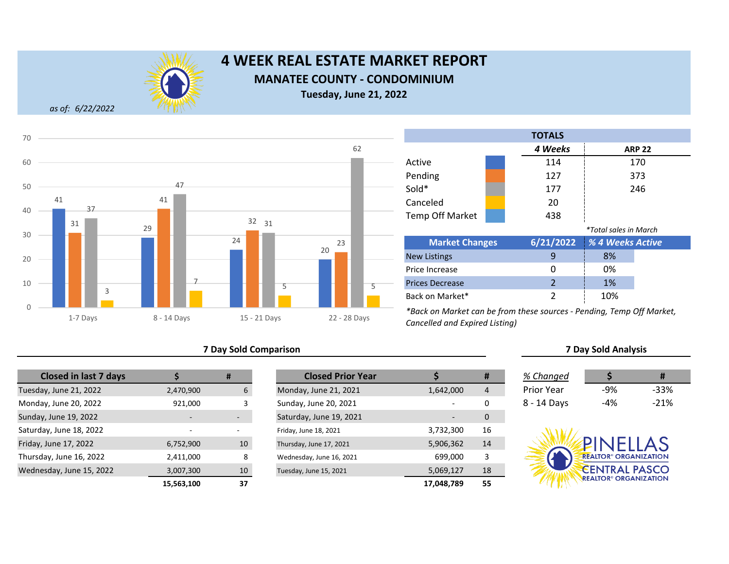# 4 WEEK REAL ESTATE MARKET REPORT

## MANATEE COUNTY - CONDOMINIUM

**Tuesday, June 21, 2022**

*as of: 6/22/2022*

70
60
50
40
30
20
10
0

41 31 37 3
29 41 47 7
24 32 31 5
20 23 62 5

1-7 Days
8 - 14 Days
15 - 21 Days
22 - 28 Days

| TOTALS | | |
|---|---|---|
| | *4 Weeks* | ARP 22 |
| Active | 114 | 170 |
| Pending | 127 | 373 |
| Sold* | 177 | 246 |
| Canceled | 20 | |
| Temp Off Market | 438 | |

*\*Total sales in March*

| Market Changes | 6/21/2022 | % 4 Weeks Active |
|---|---|---|
| New Listings | 9 | 8% |
| Price Increase | 0 | 0% |
| Prices Decrease | 2 | 1% |
| Back on Market* | 2 | 10% |

*\*Back on Market can be from these sources - Pending, Temp Off Market, Cancelled and Expired Listing)*

### 7 Day Sold Comparison

| Closed in last 7 days | $ | # |
|---|---|---|
| Tuesday, June 21, 2022 | 2,470,900 | 6 |
| Monday, June 20, 2022 | 921,000 | 3 |
| Sunday, June 19, 2022 | - | - |
| Saturday, June 18, 2022 | - | - |
| Friday, June 17, 2022 | 6,752,900 | 10 |
| Thursday, June 16, 2022 | 2,411,000 | 8 |
| Wednesday, June 15, 2022 | 3,007,300 | 10 |
| | **15,563,100** | **37** |

| Closed Prior Year | $ | # |
|---|---|---|
| Monday, June 21, 2021 | 1,642,000 | 4 |
| Sunday, June 20, 2021 | - | 0 |
| Saturday, June 19, 2021 | - | 0 |
| Friday, June 18, 2021 | 3,732,300 | 16 |
| Thursday, June 17, 2021 | 5,906,362 | 14 |
| Wednesday, June 16, 2021 | 699,000 | 3 |
| Tuesday, June 15, 2021 | 5,069,127 | 18 |
| | **17,048,789** | **55** |

### 7 Day Sold Analysis

| % Changed | $ | # |
|---|---|---|
| Prior Year | -9% | -33% |
| 8 - 14 Days | -4% | -21% |

PINELLAS REALTOR® ORGANIZATION
CENTRAL PASCO REALTOR® ORGANIZATION